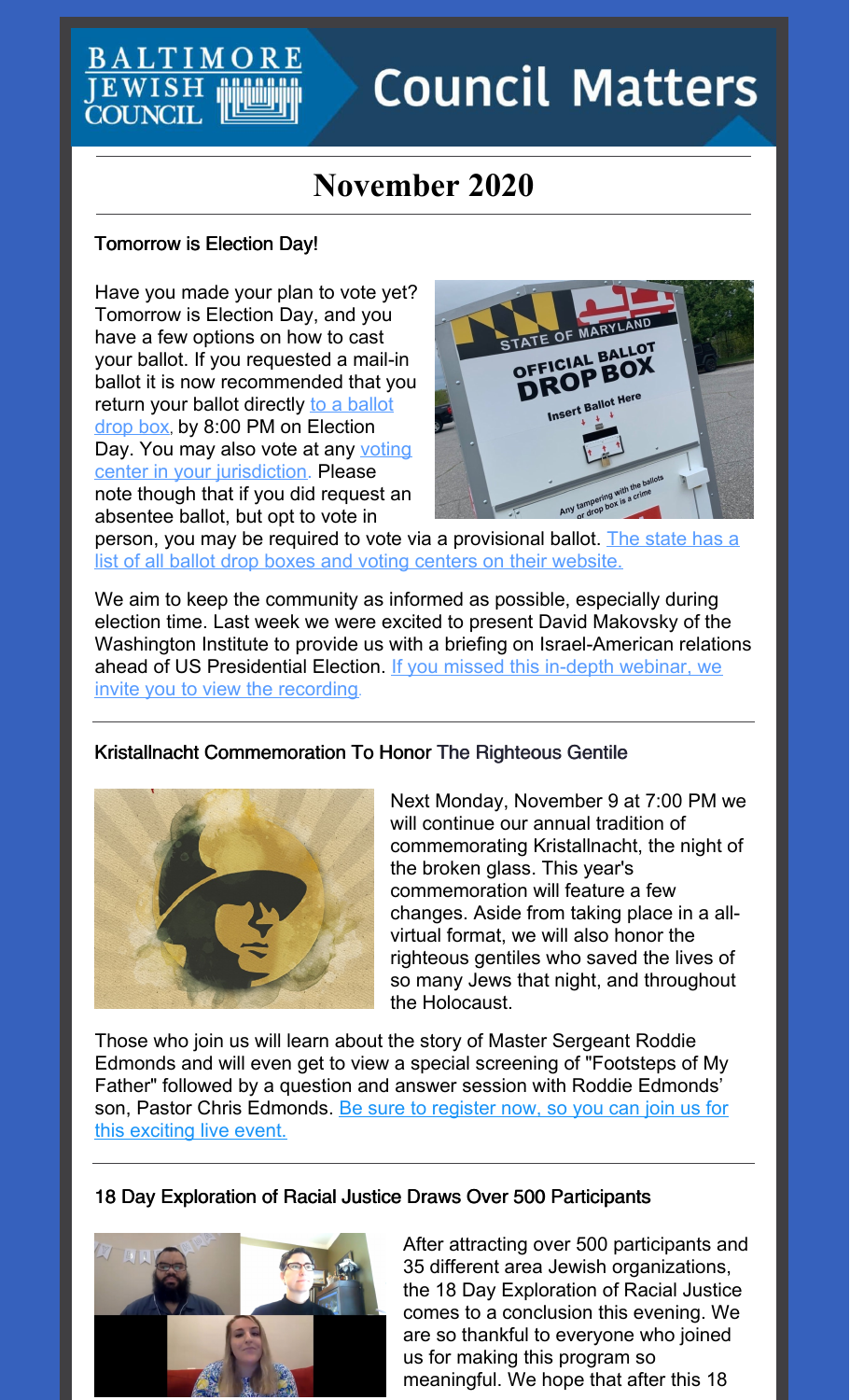# Council Matters

## November 2020

### Tomorrow is Election Day!

Have you made your plan to vote yet? Tomorrow is Election Day, and you have a few options on how to cast your ballot. If you requested a mail-in ballot it is now recommended that you return your ballot directly to a ballot drop box, by 8:00 PM on Election Day. You may also vote at any voting center in your jurisdiction. Please note though that if you did request an absentee ballot, but opt to vote in person, you may be required to vote via a provisional ballot. The state has a list of all ballot drop boxes and voting centers on their website.

We aim to keep the community as informed as possible, especially during election time. Last week we were excited to present David Makovsky of the Washington Institute to provide us with a briefing on Israel-American relations ahead of US Presidential Election. If you missed this in-depth webinar, we invite you to view the recording.

### Kristallnacht Commemoration To Honor The Righteous Gentile

Next Monday, November 9 at 7:00 PM we will continue our annual tradition of commemorating Kristallnacht, the night of the broken glass. This year's commemoration will feature a few changes. Aside from taking place in a all-virtual format, we will also honor the righteous gentiles who saved the lives of so many Jews that night, and throughout the Holocaust.

Those who join us will learn about the story of Master Sergeant Roddie Edmonds and will even get to view a special screening of "Footsteps of My Father" followed by a question and answer session with Roddie Edmonds' son, Pastor Chris Edmonds. Be sure to register now, so you can join us for this exciting live event.

### 18 Day Exploration of Racial Justice Draws Over 500 Participants

After attracting over 500 participants and 35 different area Jewish organizations, the 18 Day Exploration of Racial Justice comes to a conclusion this evening. We are so thankful to everyone who joined us for making this program so meaningful. We hope that after this 18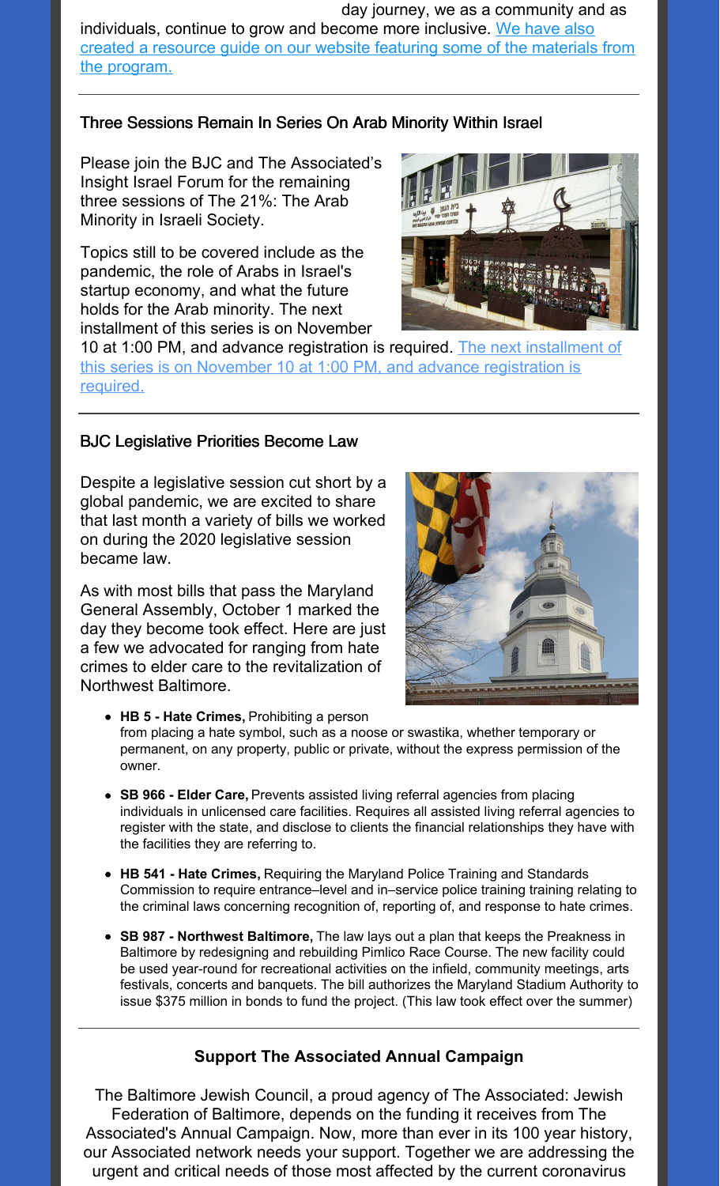day journey, we as a community and as individuals, continue to grow and become more inclusive. We have also created a resource guide on our website featuring some of the materials from the program.

---

## Three Sessions Remain In Series On Arab Minority Within Israel

Please join the BJC and The Associated's Insight Israel Forum for the remaining three sessions of The 21%: The Arab Minority in Israeli Society.

Topics still to be covered include as the pandemic, the role of Arabs in Israel's startup economy, and what the future holds for the Arab minority. The next installment of this series is on November 10 at 1:00 PM, and advance registration is required. The next installment of this series is on November 10 at 1:00 PM, and advance registration is required.

---

## BJC Legislative Priorities Become Law

Despite a legislative session cut short by a global pandemic, we are excited to share that last month a variety of bills we worked on during the 2020 legislative session became law.

As with most bills that pass the Maryland General Assembly, October 1 marked the day they become took effect. Here are just a few we advocated for ranging from hate crimes to elder care to the revitalization of Northwest Baltimore.

- **HB 5 - Hate Crimes,** Prohibiting a person from placing a hate symbol, such as a noose or swastika, whether temporary or permanent, on any property, public or private, without the express permission of the owner.
- **SB 966 - Elder Care,** Prevents assisted living referral agencies from placing individuals in unlicensed care facilities. Requires all assisted living referral agencies to register with the state, and disclose to clients the financial relationships they have with the facilities they are referring to.
- **HB 541 - Hate Crimes,** Requiring the Maryland Police Training and Standards Commission to require entrance–level and in–service police training relating to the criminal laws concerning recognition of, reporting of, and response to hate crimes.
- **SB 987 - Northwest Baltimore,** The law lays out a plan that keeps the Preakness in Baltimore by redesigning and rebuilding Pimlico Race Course. The new facility could be used year-round for recreational activities on the infield, community meetings, arts festivals, concerts and banquets. The bill authorizes the Maryland Stadium Authority to issue $375 million in bonds to fund the project. (This law took effect over the summer)

---

## Support The Associated Annual Campaign

The Baltimore Jewish Council, a proud agency of The Associated: Jewish Federation of Baltimore, depends on the funding it receives from The Associated's Annual Campaign. Now, more than ever in its 100 year history, our Associated network needs your support. Together we are addressing the urgent and critical needs of those most affected by the current coronavirus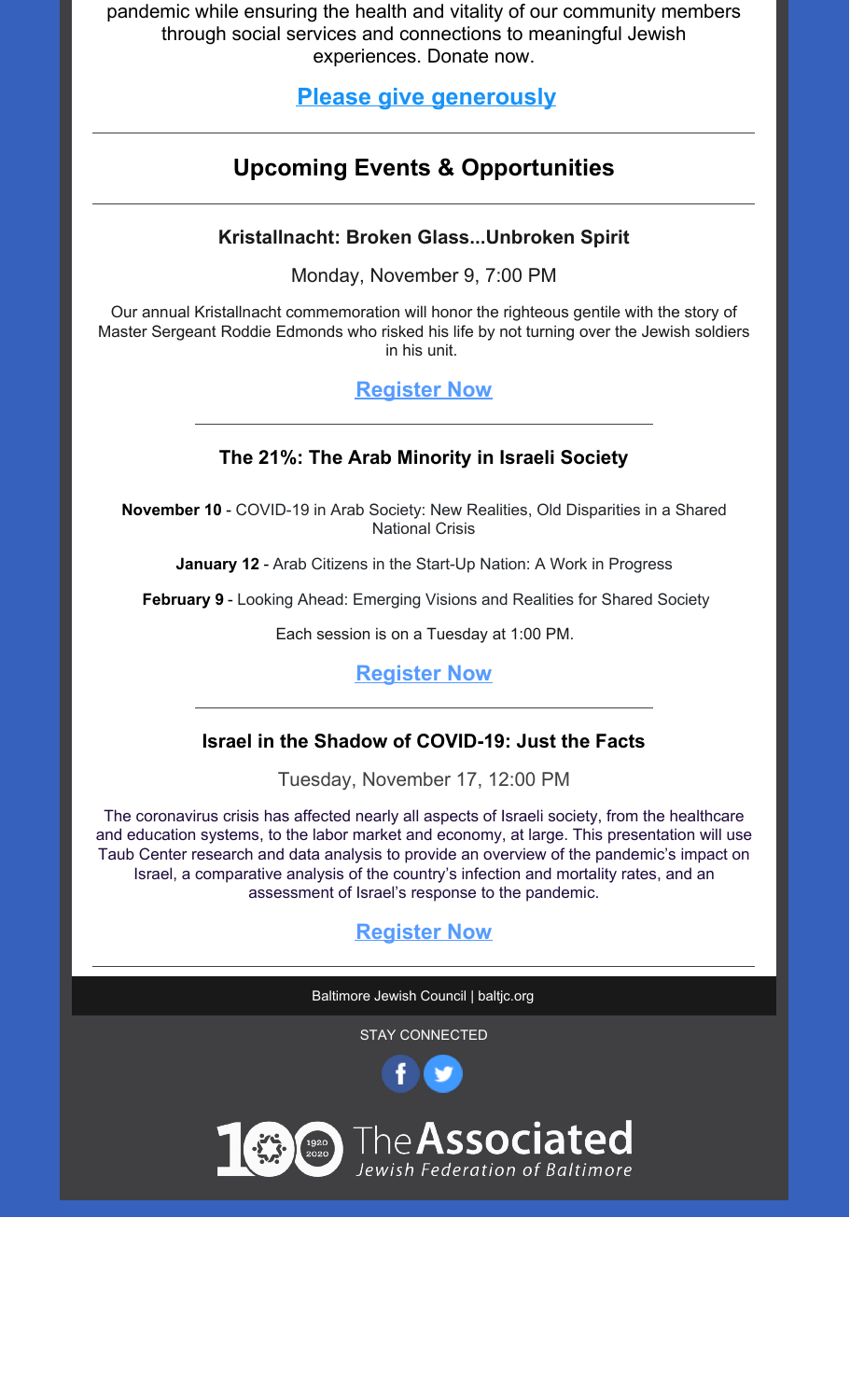pandemic while ensuring the health and vitality of our community members through social services and connections to meaningful Jewish experiences. Donate now.

**Please give generously**

---

## Upcoming Events & Opportunities

---

### Kristallnacht: Broken Glass...Unbroken Spirit

Monday, November 9, 7:00 PM

Our annual Kristallnacht commemoration will honor the righteous gentile with the story of Master Sergeant Roddie Edmonds who risked his life by not turning over the Jewish soldiers in his unit.

**Register Now**

---

### The 21%: The Arab Minority in Israeli Society

**November 10** - COVID-19 in Arab Society: New Realities, Old Disparities in a Shared National Crisis

**January 12** - Arab Citizens in the Start-Up Nation: A Work in Progress

**February 9** - Looking Ahead: Emerging Visions and Realities for Shared Society

Each session is on a Tuesday at 1:00 PM.

**Register Now**

---

### Israel in the Shadow of COVID-19: Just the Facts

Tuesday, November 17, 12:00 PM

The coronavirus crisis has affected nearly all aspects of Israeli society, from the healthcare and education systems, to the labor market and economy, at large. This presentation will use Taub Center research and data analysis to provide an overview of the pandemic's impact on Israel, a comparative analysis of the country's infection and mortality rates, and an assessment of Israel's response to the pandemic.

**Register Now**

---

Baltimore Jewish Council | baltjc.org

STAY CONNECTED

100 1920 2020 The Associated Jewish Federation of Baltimore